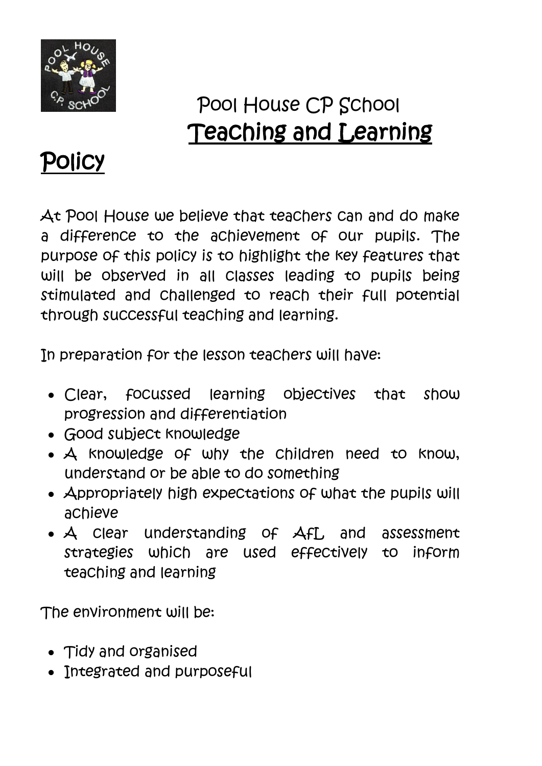Pool House CP School

# Teaching and Learning Policy

At Pool House we believe that teachers can and do make a difference to the achievement of our pupils. The purpose of this policy is to highlight the key features that will be observed in all classes leading to pupils being stimulated and challenged to reach their full potential through successful teaching and learning.

In preparation for the lesson teachers will have:

- Clear, focussed learning objectives that show progression and differentiation
- Good subject knowledge
- A knowledge of why the children need to know, understand or be able to do something
- Appropriately high expectations of what the pupils will achieve
- A clear understanding of AfL and assessment strategies which are used effectively to inform teaching and learning

The environment will be:

- Tidy and organised
- Integrated and purposeful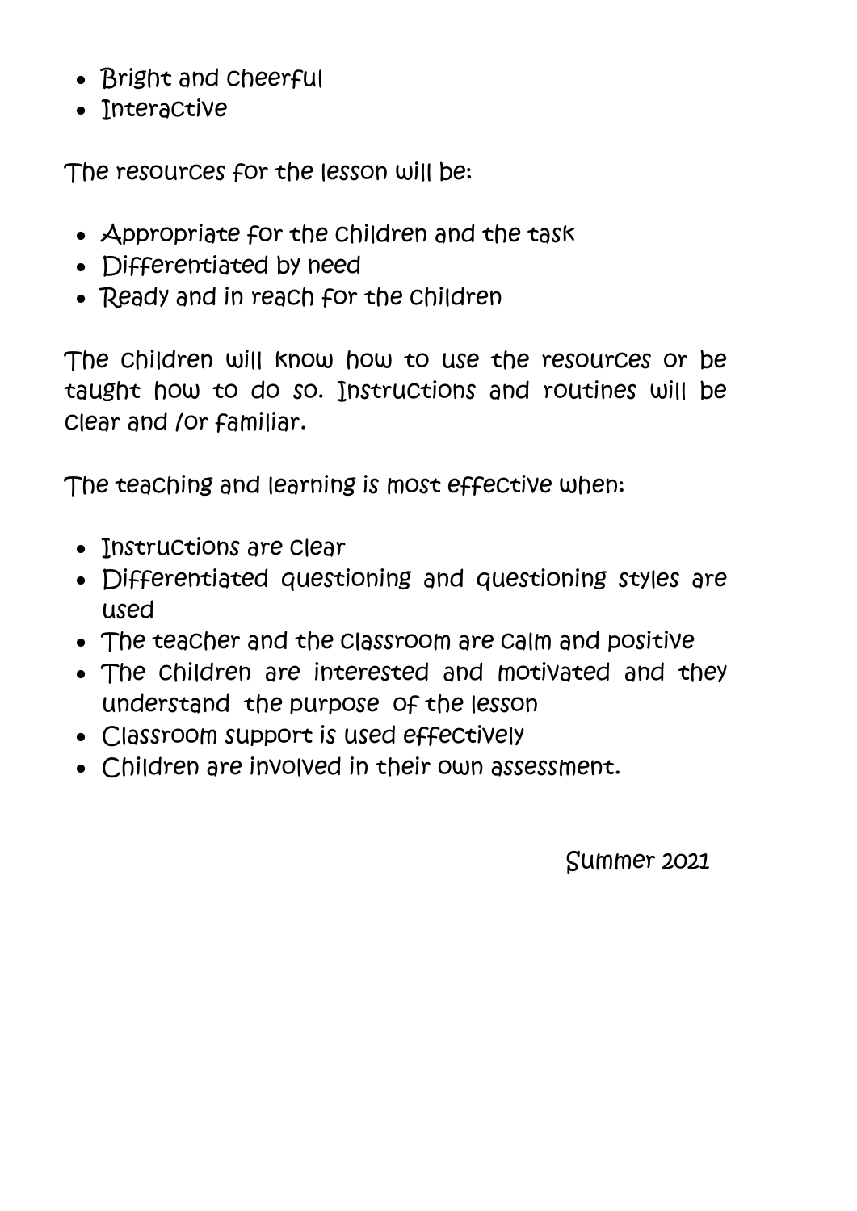- Bright and cheerful
- Interactive

The resources for the lesson will be:

- Appropriate for the children and the task
- Differentiated by need
- Ready and in reach for the children

The children will know how to use the resources or be taught how to do so. Instructions and routines will be clear and /or familiar.

The teaching and learning is most effective when:

- Instructions are clear
- Differentiated questioning and questioning styles are used
- The teacher and the classroom are calm and positive
- The children are interested and motivated and they understand the purpose of the lesson
- Classroom support is used effectively
- Children are involved in their own assessment.

Summer 2021